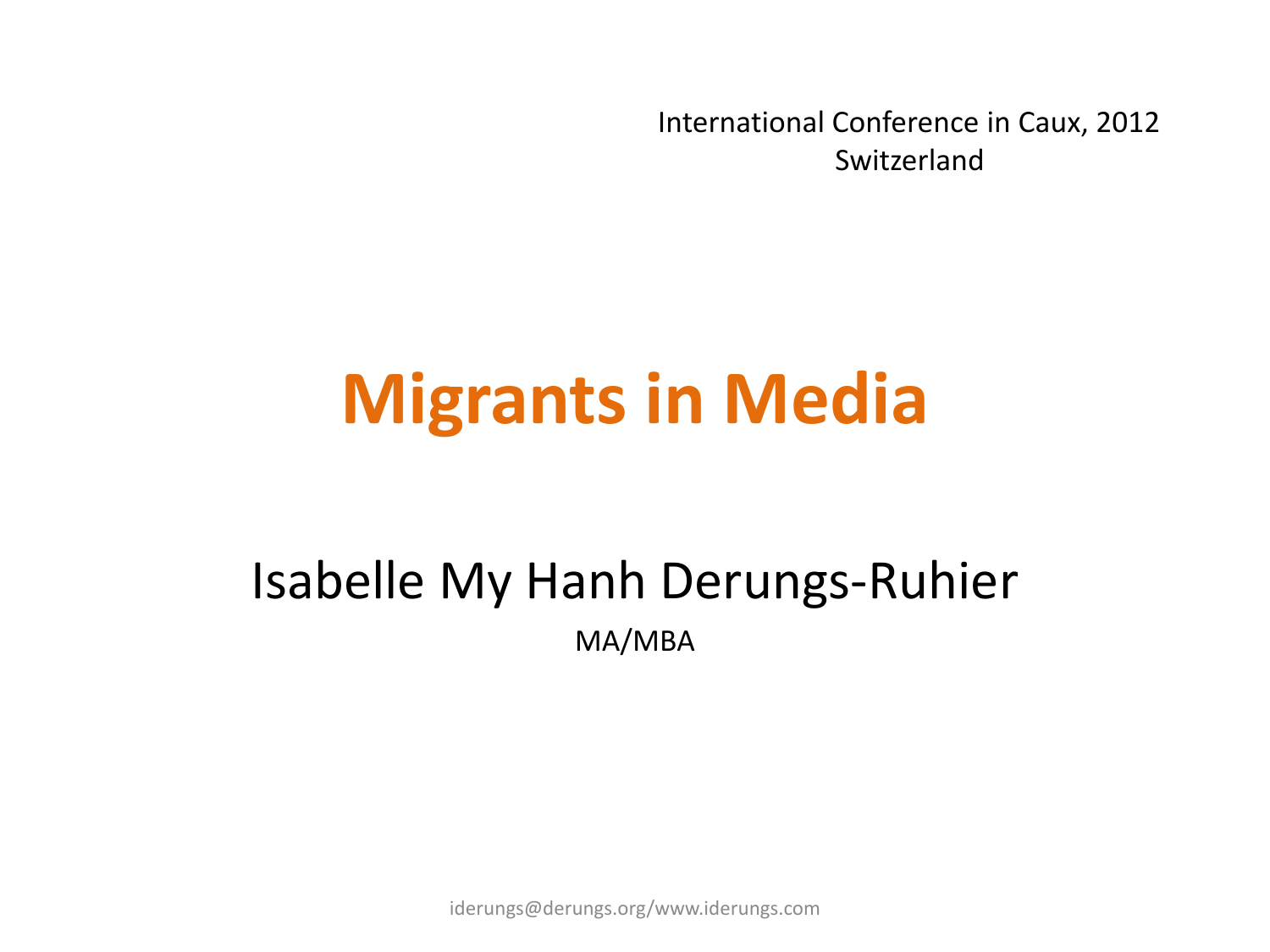International Conference in Caux, 2012
Switzerland

# Migrants in Media

Isabelle My Hanh Derungs-Ruhier

MA/MBA

iderungs@derungs.org/www.iderungs.com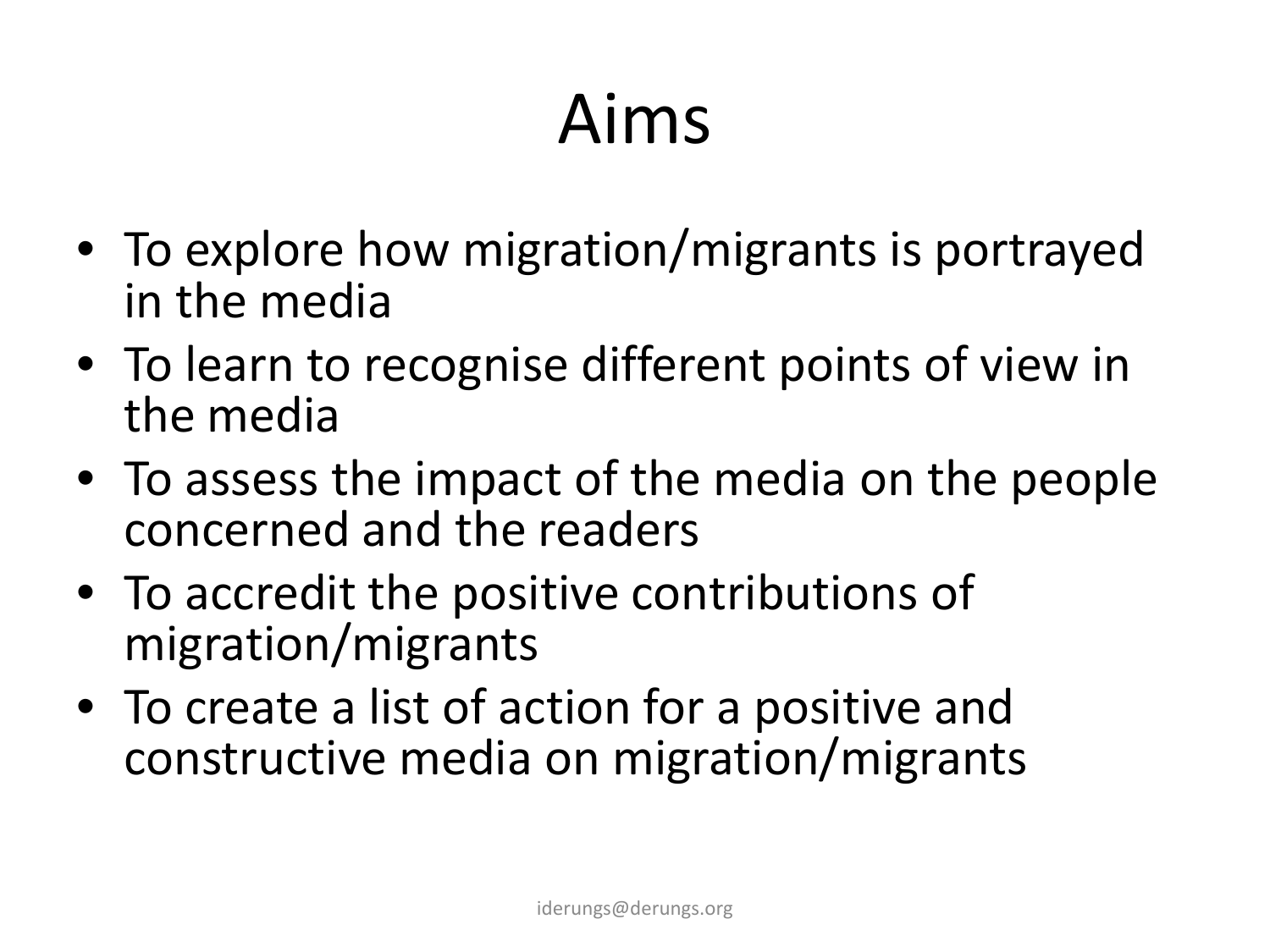# Aims

- To explore how migration/migrants is portrayed in the media
- To learn to recognise different points of view in the media
- To assess the impact of the media on the people concerned and the readers
- To accredit the positive contributions of migration/migrants
- To create a list of action for a positive and constructive media on migration/migrants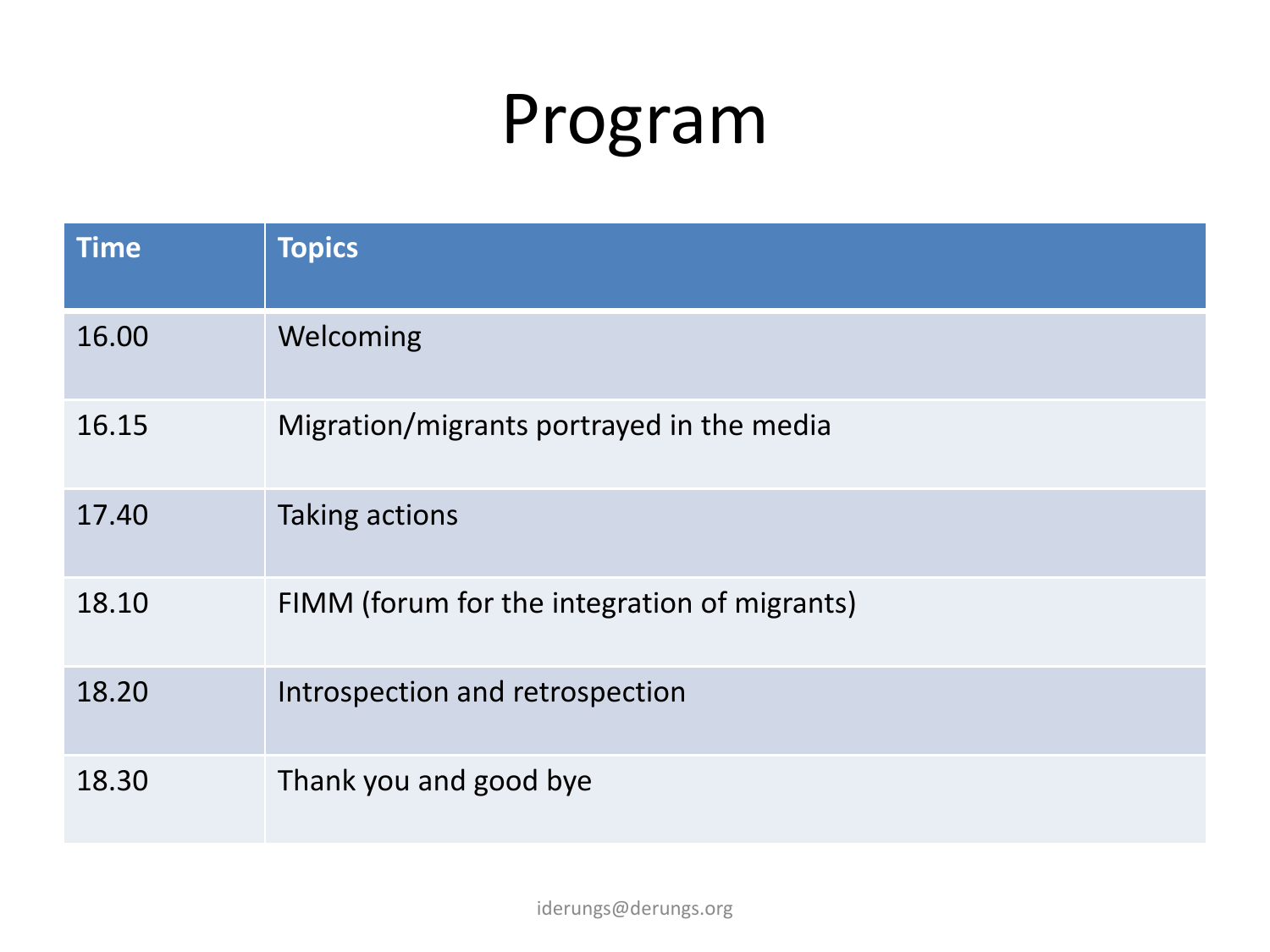# Program

| Time | Topics |
| --- | --- |
| 16.00 | Welcoming |
| 16.15 | Migration/migrants portrayed in the media |
| 17.40 | Taking actions |
| 18.10 | FIMM (forum for the integration of migrants) |
| 18.20 | Introspection and retrospection |
| 18.30 | Thank you and good bye |

iderungs@derungs.org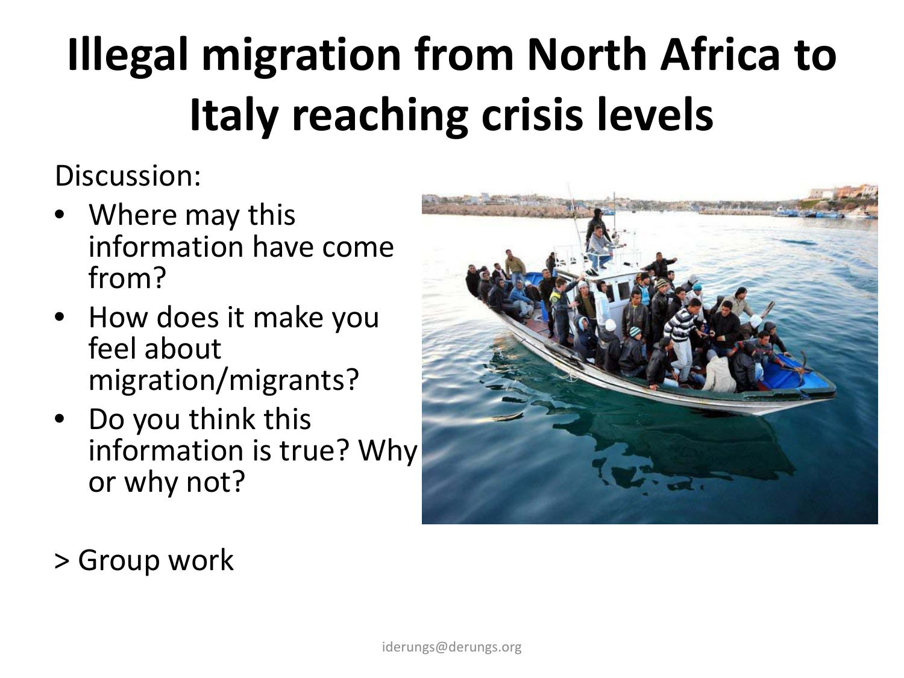# Illegal migration from North Africa to Italy reaching crisis levels

Discussion:

- Where may this information have come from?
- How does it make you feel about migration/migrants?
- Do you think this information is true? Why or why not?

> Group work

iderungs@derungs.org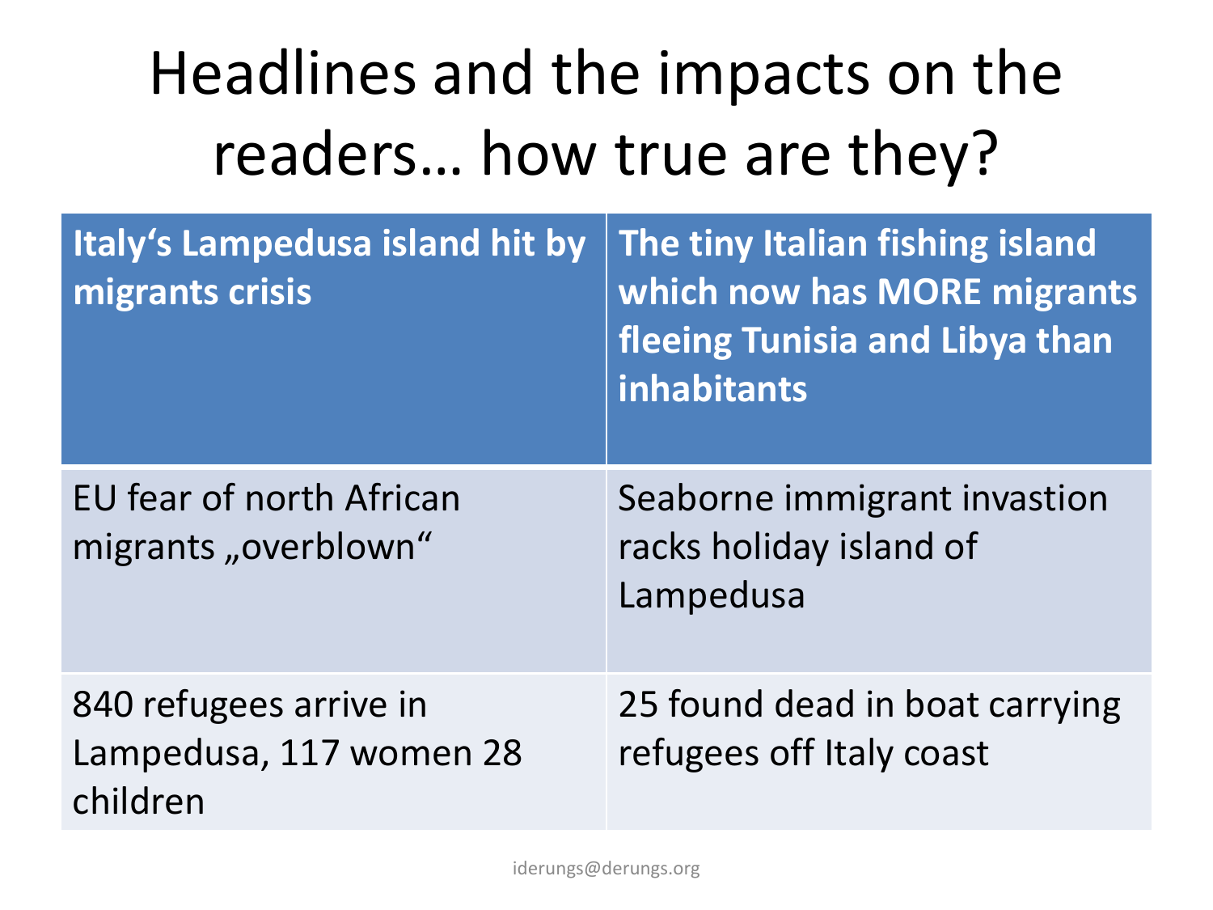# Headlines and the impacts on the readers… how true are they?

| Italy‘s Lampedusa island hit by migrants crisis | The tiny Italian fishing island which now has MORE migrants fleeing Tunisia and Libya than inhabitants |
|---|---|
| EU fear of north African migrants „overblown“ | Seaborne immigrant invastion racks holiday island of Lampedusa |
| 840 refugees arrive in Lampedusa, 117 women 28 children | 25 found dead in boat carrying refugees off Italy coast |

iderungs@derungs.org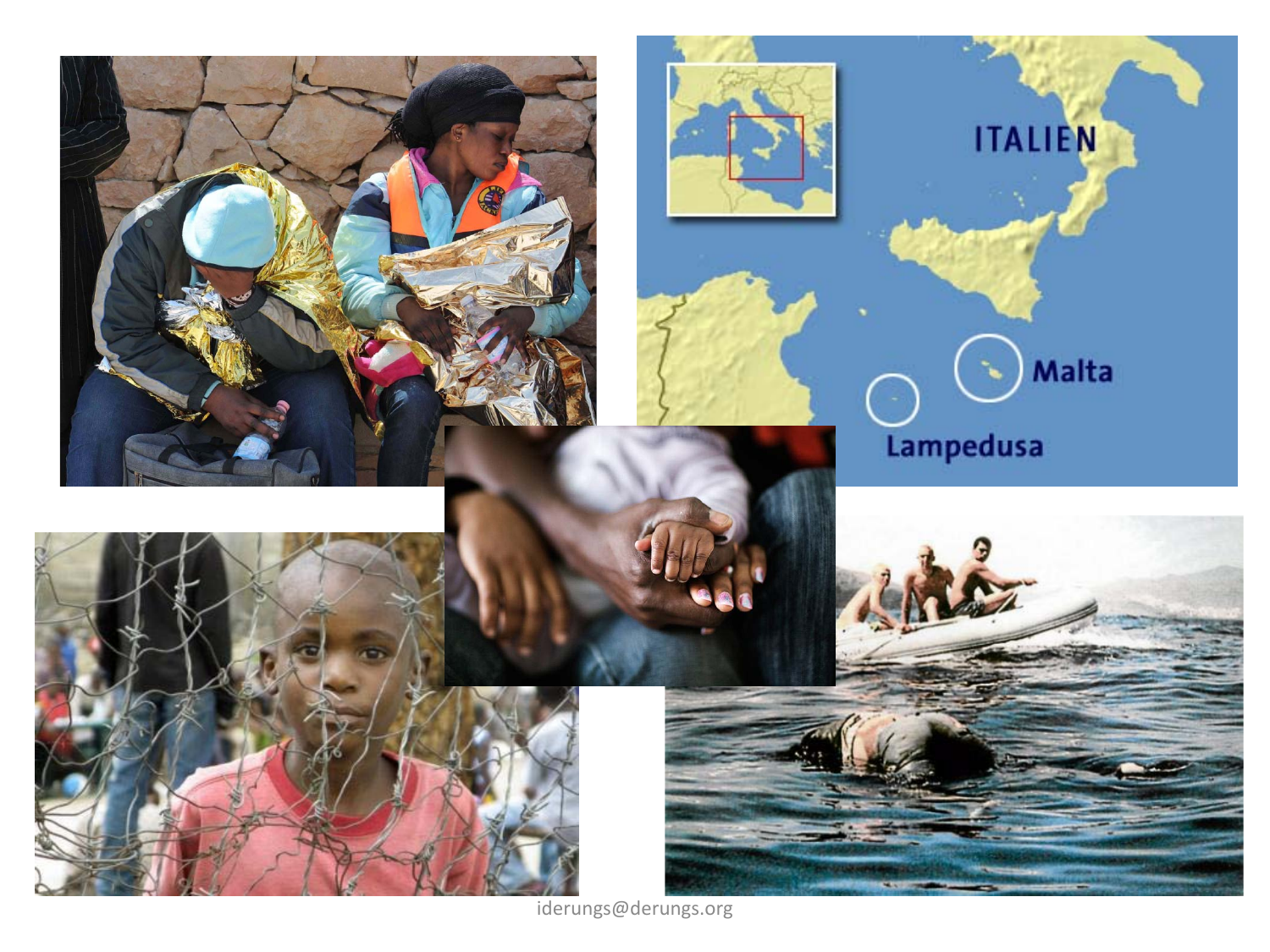ITALIEN

Malta

Lampedusa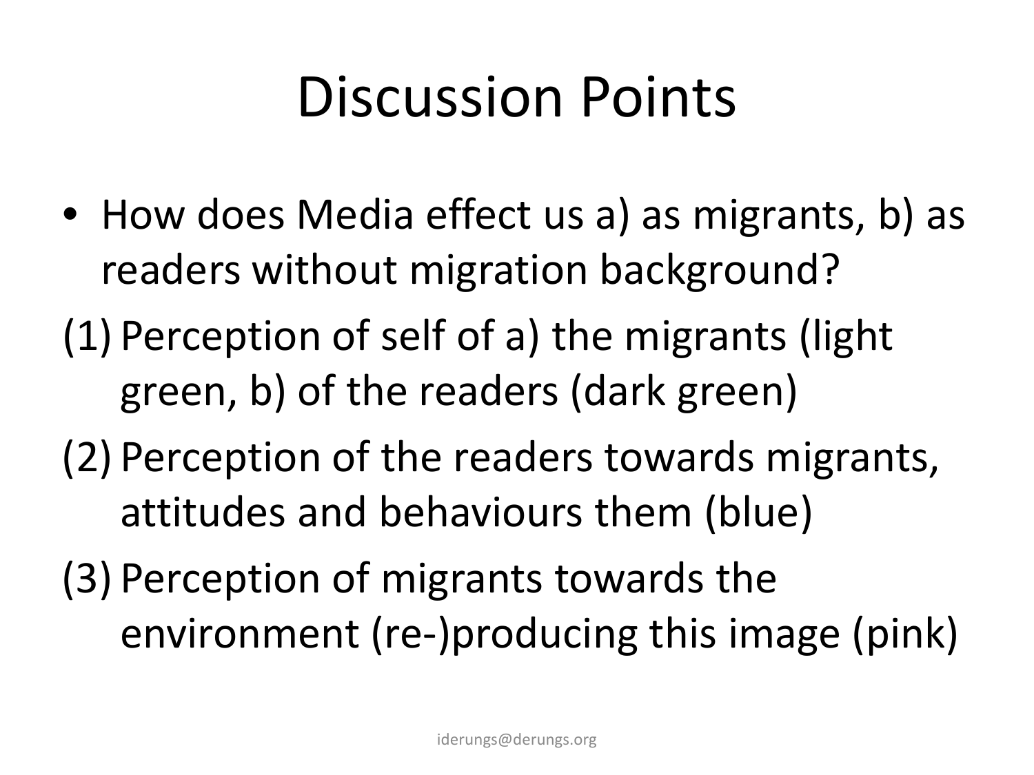# Discussion Points

- How does Media effect us a) as migrants, b) as readers without migration background?

(1) Perception of self of a) the migrants (light green, b) of the readers (dark green)

(2) Perception of the readers towards migrants, attitudes and behaviours them (blue)

(3) Perception of migrants towards the environment (re-)producing this image (pink)

iderungs@derungs.org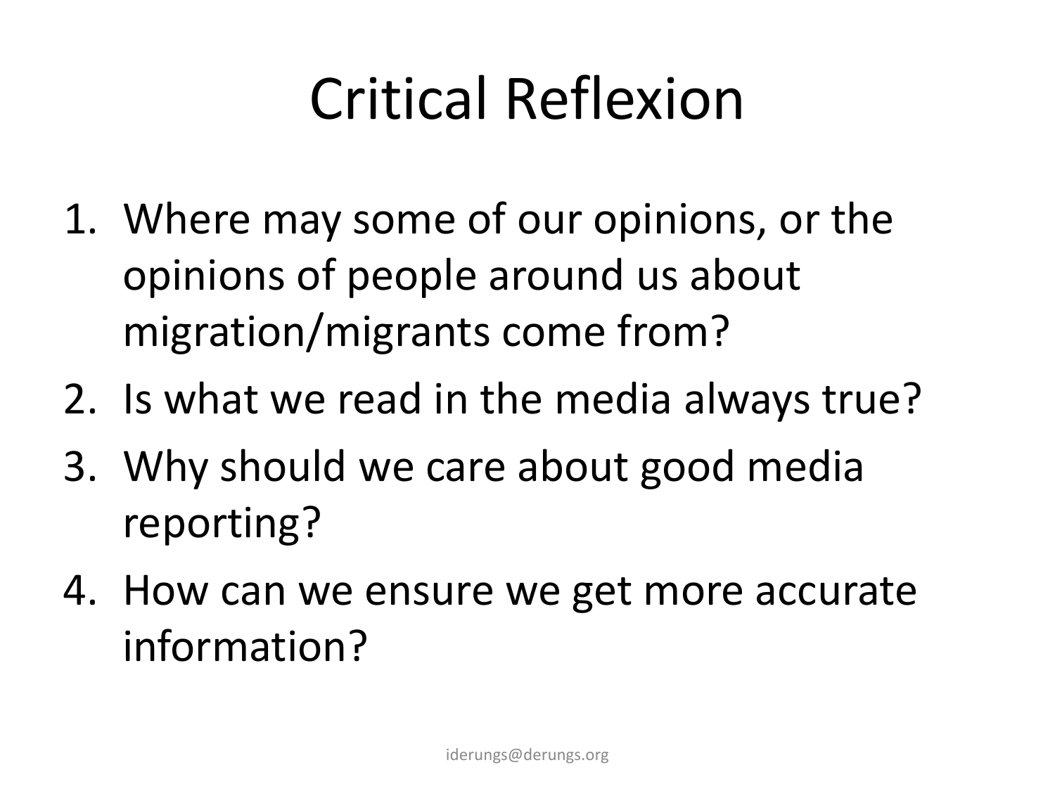# Critical Reflexion

1. Where may some of our opinions, or the opinions of people around us about migration/migrants come from?
2. Is what we read in the media always true?
3. Why should we care about good media reporting?
4. How can we ensure we get more accurate information?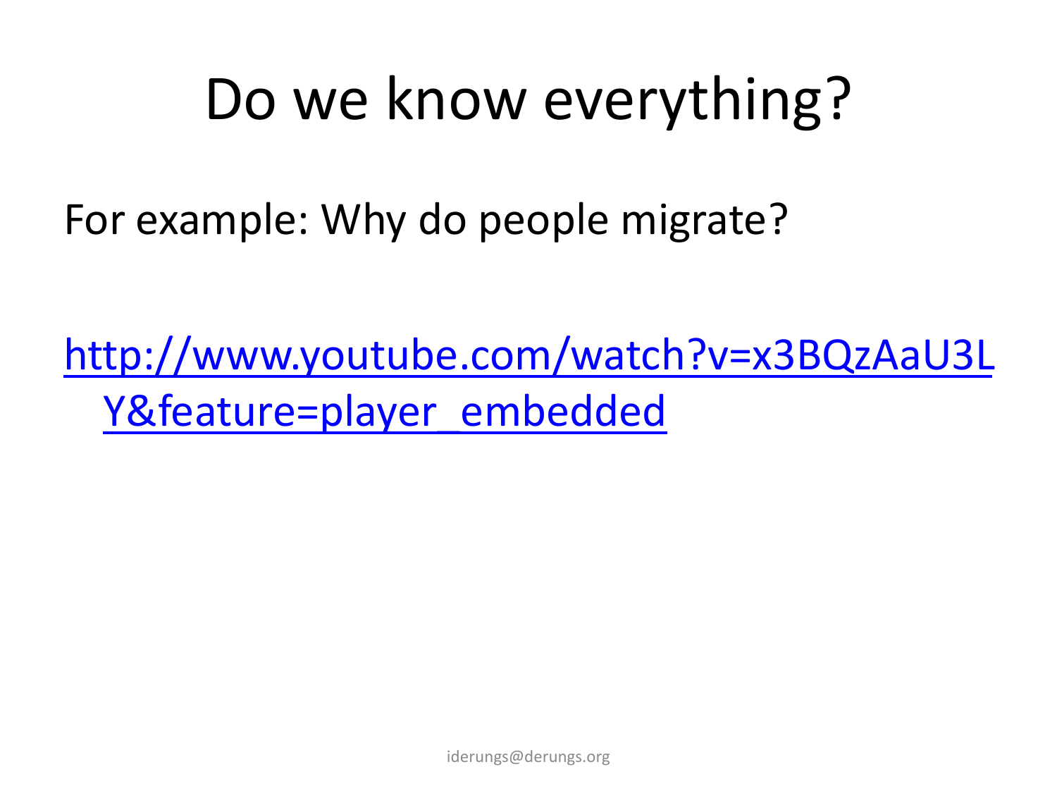# Do we know everything?

For example: Why do people migrate?

[http://www.youtube.com/watch?v=x3BQzAaU3LY&feature=player_embedded](http://www.youtube.com/watch?v=x3BQzAaU3LY&feature=player_embedded)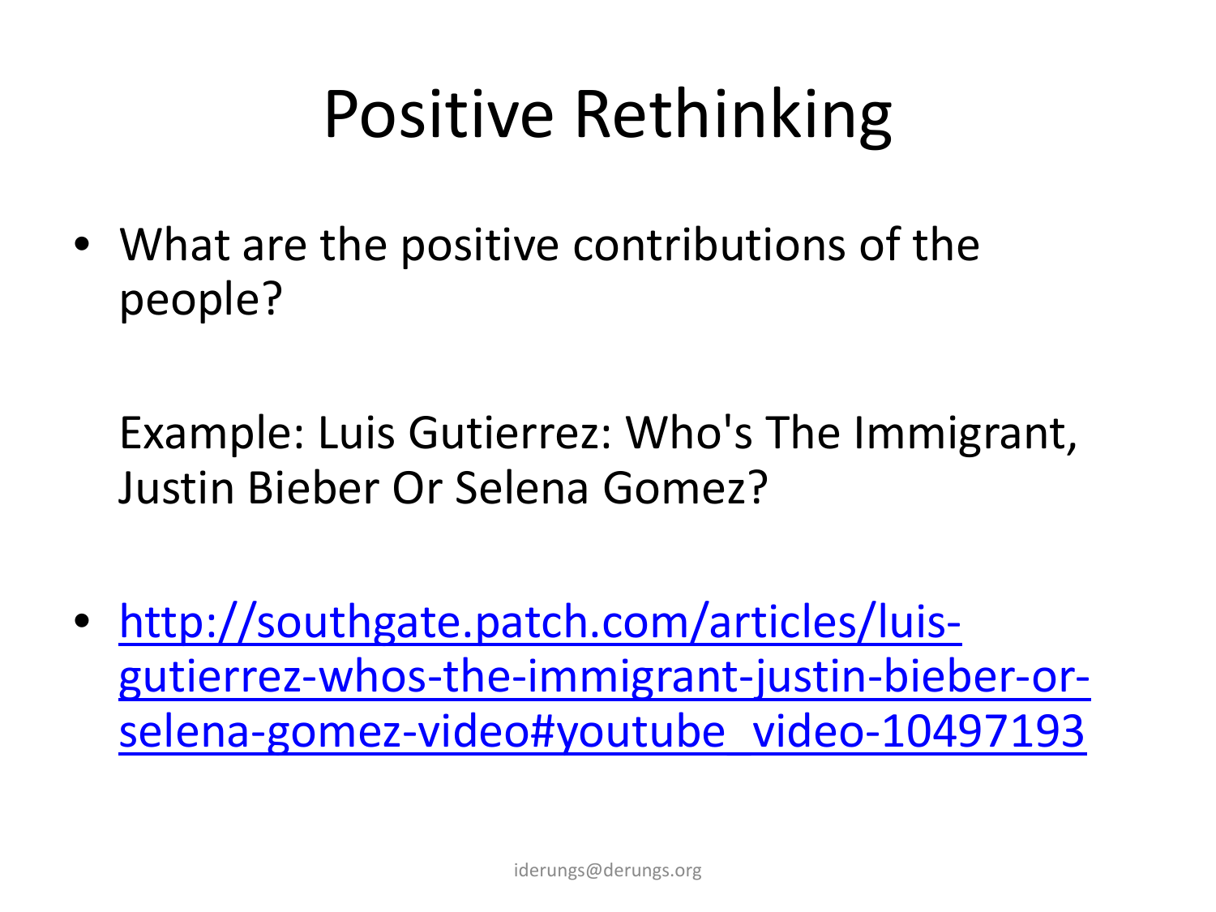# Positive Rethinking

- What are the positive contributions of the people?

  Example: Luis Gutierrez: Who's The Immigrant, Justin Bieber Or Selena Gomez?

- http://southgate.patch.com/articles/luis-gutierrez-whos-the-immigrant-justin-bieber-or-selena-gomez-video#youtube_video-10497193

iderungs@derungs.org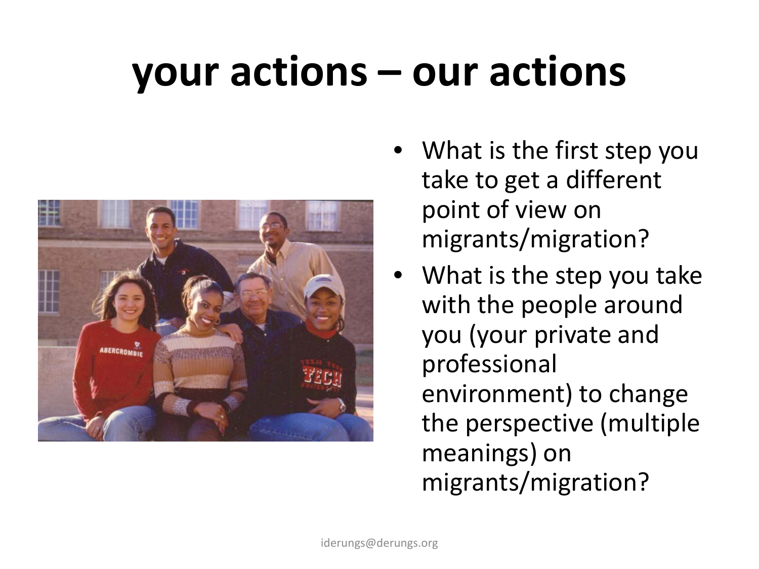# your actions – our actions

- What is the first step you take to get a different point of view on migrants/migration?
- What is the step you take with the people around you (your private and professional environment) to change the perspective (multiple meanings) on migrants/migration?

iderungs@derungs.org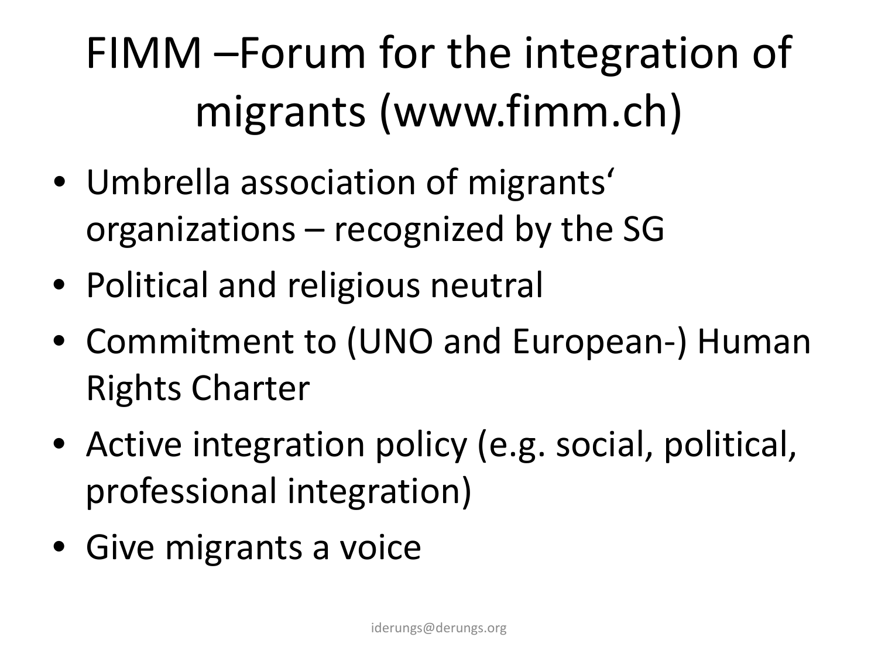# FIMM –Forum for the integration of migrants (www.fimm.ch)

- Umbrella association of migrants' organizations – recognized by the SG
- Political and religious neutral
- Commitment to (UNO and European-) Human Rights Charter
- Active integration policy (e.g. social, political, professional integration)
- Give migrants a voice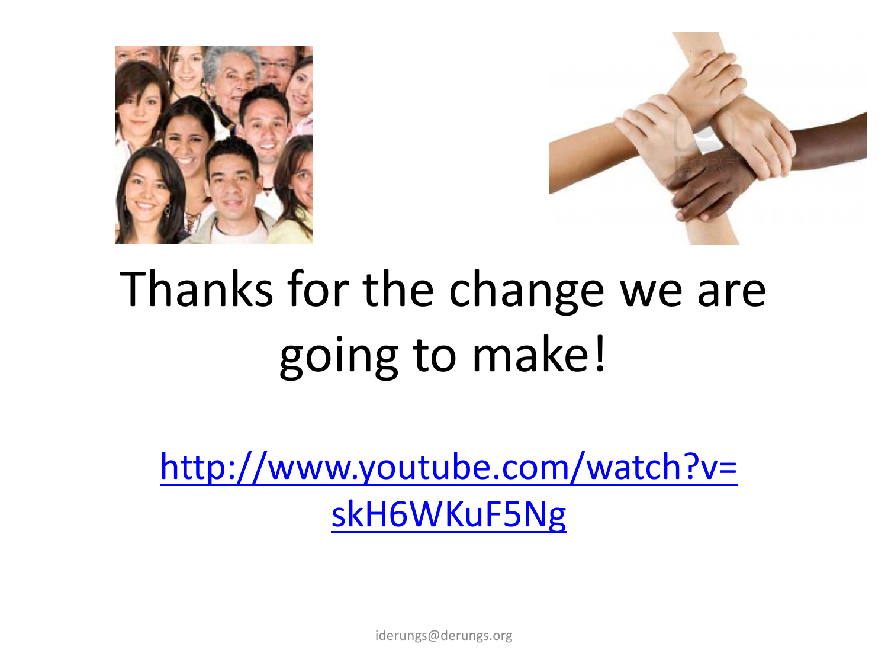# Thanks for the change we are going to make!

[http://www.youtube.com/watch?v=skH6WKuF5Ng](http://www.youtube.com/watch?v=skH6WKuF5Ng)

iderungs@derungs.org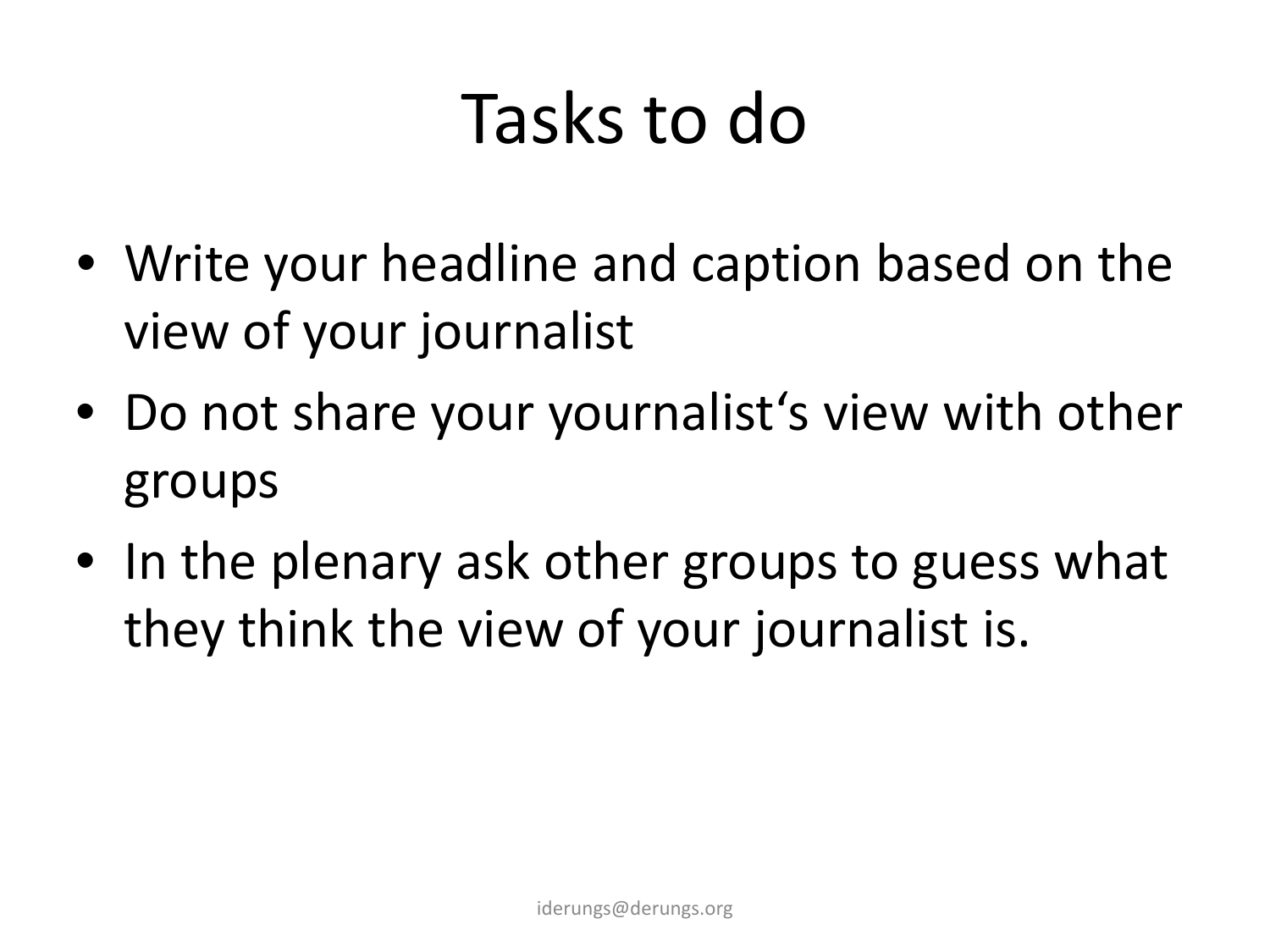# Tasks to do

- Write your headline and caption based on the view of your journalist
- Do not share your yournalist‘s view with other groups
- In the plenary ask other groups to guess what they think the view of your journalist is.

iderungs@derungs.org